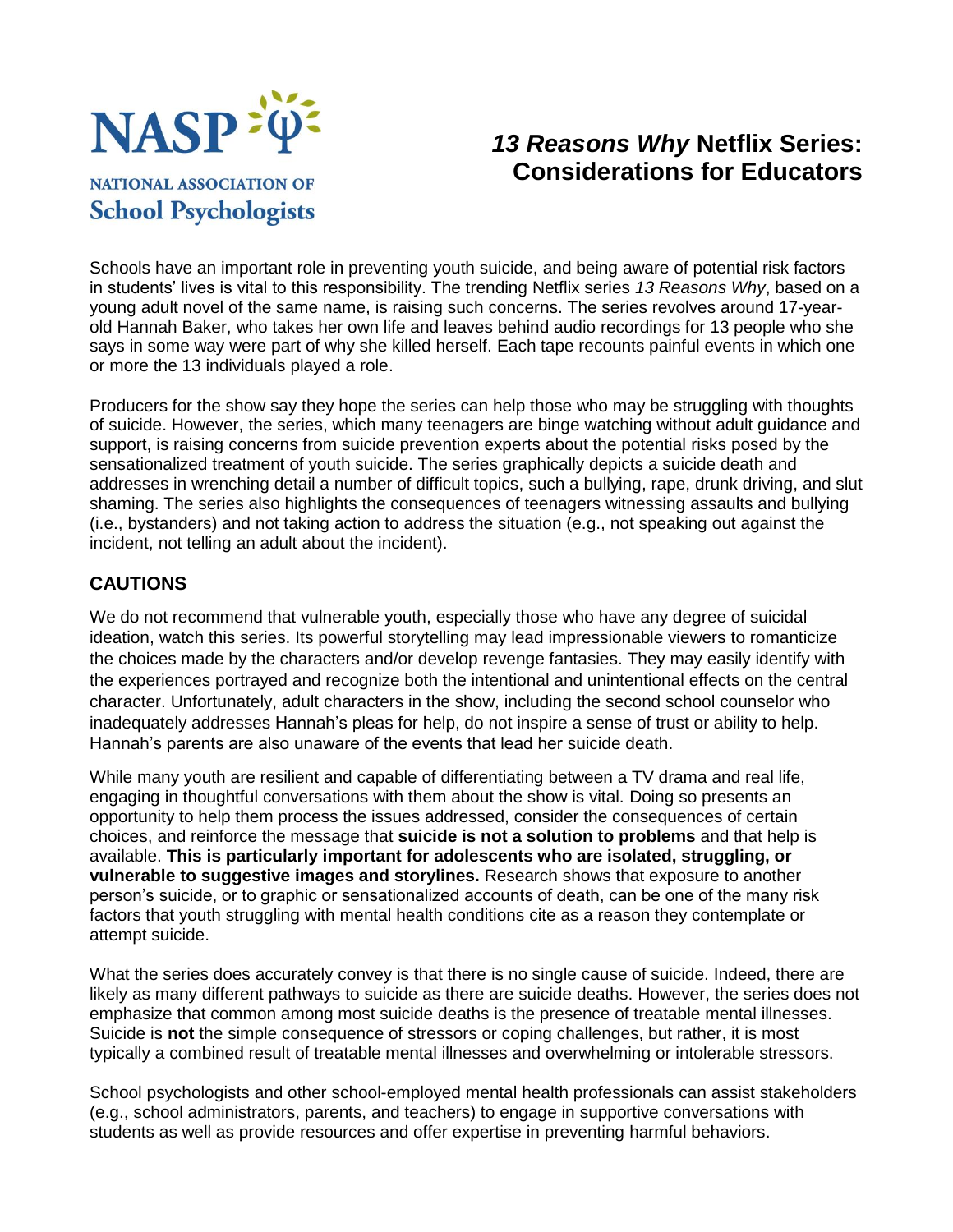NASP

NATIONAL ASSOCIATION OF
School Psychologists

# *13 Reasons Why* Netflix Series: Considerations for Educators

Schools have an important role in preventing youth suicide, and being aware of potential risk factors in students' lives is vital to this responsibility. The trending Netflix series *13 Reasons Why*, based on a young adult novel of the same name, is raising such concerns. The series revolves around 17-year-old Hannah Baker, who takes her own life and leaves behind audio recordings for 13 people who she says in some way were part of why she killed herself. Each tape recounts painful events in which one or more the 13 individuals played a role.

Producers for the show say they hope the series can help those who may be struggling with thoughts of suicide. However, the series, which many teenagers are binge watching without adult guidance and support, is raising concerns from suicide prevention experts about the potential risks posed by the sensationalized treatment of youth suicide. The series graphically depicts a suicide death and addresses in wrenching detail a number of difficult topics, such a bullying, rape, drunk driving, and slut shaming. The series also highlights the consequences of teenagers witnessing assaults and bullying (i.e., bystanders) and not taking action to address the situation (e.g., not speaking out against the incident, not telling an adult about the incident).

## CAUTIONS

We do not recommend that vulnerable youth, especially those who have any degree of suicidal ideation, watch this series. Its powerful storytelling may lead impressionable viewers to romanticize the choices made by the characters and/or develop revenge fantasies. They may easily identify with the experiences portrayed and recognize both the intentional and unintentional effects on the central character. Unfortunately, adult characters in the show, including the second school counselor who inadequately addresses Hannah's pleas for help, do not inspire a sense of trust or ability to help. Hannah's parents are also unaware of the events that lead her suicide death.

While many youth are resilient and capable of differentiating between a TV drama and real life, engaging in thoughtful conversations with them about the show is vital. Doing so presents an opportunity to help them process the issues addressed, consider the consequences of certain choices, and reinforce the message that **suicide is not a solution to problems** and that help is available. **This is particularly important for adolescents who are isolated, struggling, or vulnerable to suggestive images and storylines.** Research shows that exposure to another person's suicide, or to graphic or sensationalized accounts of death, can be one of the many risk factors that youth struggling with mental health conditions cite as a reason they contemplate or attempt suicide.

What the series does accurately convey is that there is no single cause of suicide. Indeed, there are likely as many different pathways to suicide as there are suicide deaths. However, the series does not emphasize that common among most suicide deaths is the presence of treatable mental illnesses. Suicide is **not** the simple consequence of stressors or coping challenges, but rather, it is most typically a combined result of treatable mental illnesses and overwhelming or intolerable stressors.

School psychologists and other school-employed mental health professionals can assist stakeholders (e.g., school administrators, parents, and teachers) to engage in supportive conversations with students as well as provide resources and offer expertise in preventing harmful behaviors.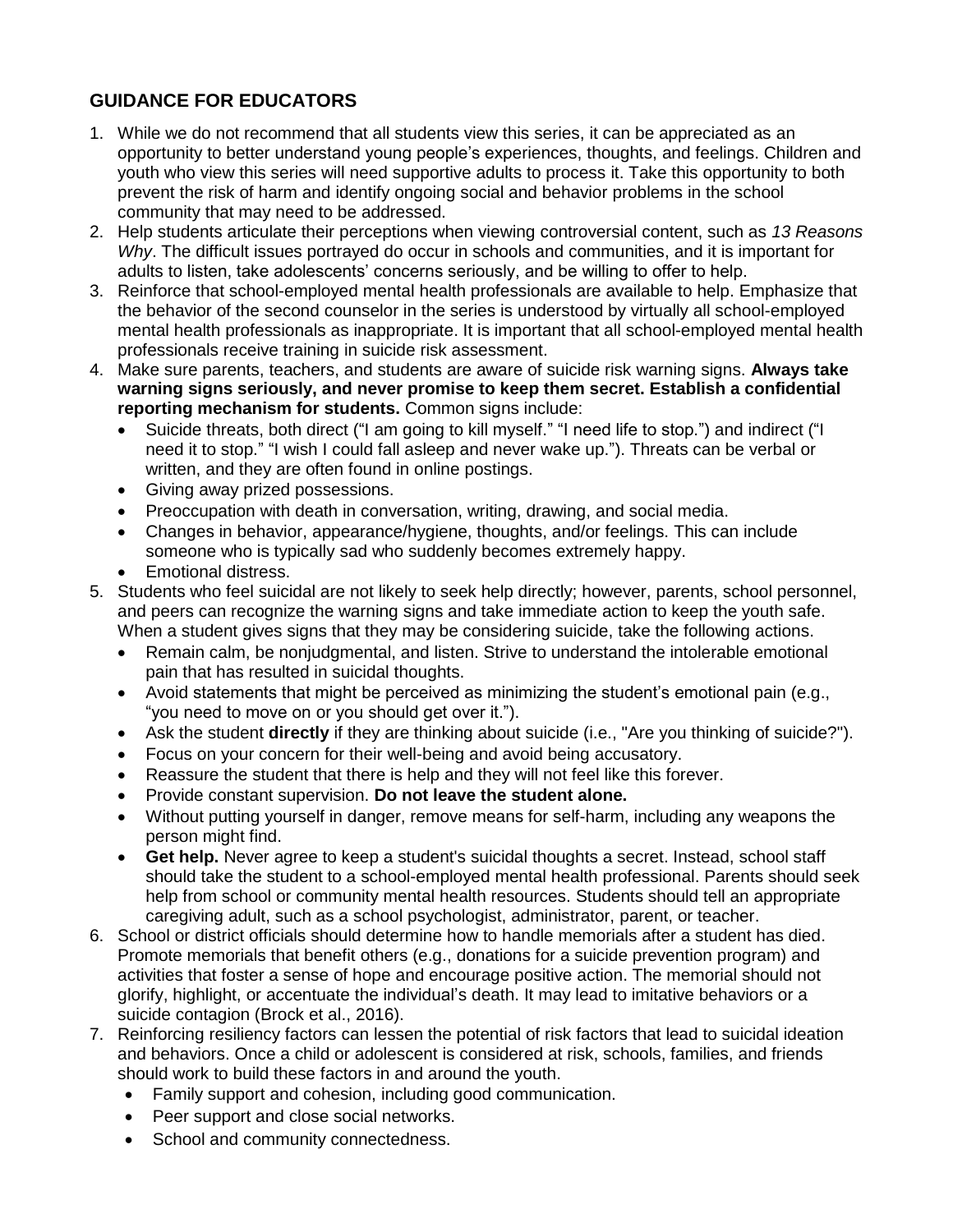## GUIDANCE FOR EDUCATORS

1. While we do not recommend that all students view this series, it can be appreciated as an opportunity to better understand young people's experiences, thoughts, and feelings. Children and youth who view this series will need supportive adults to process it. Take this opportunity to both prevent the risk of harm and identify ongoing social and behavior problems in the school community that may need to be addressed.
2. Help students articulate their perceptions when viewing controversial content, such as *13 Reasons Why*. The difficult issues portrayed do occur in schools and communities, and it is important for adults to listen, take adolescents' concerns seriously, and be willing to offer to help.
3. Reinforce that school-employed mental health professionals are available to help. Emphasize that the behavior of the second counselor in the series is understood by virtually all school-employed mental health professionals as inappropriate. It is important that all school-employed mental health professionals receive training in suicide risk assessment.
4. Make sure parents, teachers, and students are aware of suicide risk warning signs. **Always take warning signs seriously, and never promise to keep them secret. Establish a confidential reporting mechanism for students.** Common signs include:
   - Suicide threats, both direct ("I am going to kill myself." "I need life to stop.") and indirect ("I need it to stop." "I wish I could fall asleep and never wake up."). Threats can be verbal or written, and they are often found in online postings.
   - Giving away prized possessions.
   - Preoccupation with death in conversation, writing, drawing, and social media.
   - Changes in behavior, appearance/hygiene, thoughts, and/or feelings. This can include someone who is typically sad who suddenly becomes extremely happy.
   - Emotional distress.
5. Students who feel suicidal are not likely to seek help directly; however, parents, school personnel, and peers can recognize the warning signs and take immediate action to keep the youth safe. When a student gives signs that they may be considering suicide, take the following actions.
   - Remain calm, be nonjudgmental, and listen. Strive to understand the intolerable emotional pain that has resulted in suicidal thoughts.
   - Avoid statements that might be perceived as minimizing the student's emotional pain (e.g., "you need to move on or you should get over it.").
   - Ask the student **directly** if they are thinking about suicide (i.e., "Are you thinking of suicide?").
   - Focus on your concern for their well-being and avoid being accusatory.
   - Reassure the student that there is help and they will not feel like this forever.
   - Provide constant supervision. **Do not leave the student alone.**
   - Without putting yourself in danger, remove means for self-harm, including any weapons the person might find.
   - **Get help.** Never agree to keep a student's suicidal thoughts a secret. Instead, school staff should take the student to a school-employed mental health professional. Parents should seek help from school or community mental health resources. Students should tell an appropriate caregiving adult, such as a school psychologist, administrator, parent, or teacher.
6. School or district officials should determine how to handle memorials after a student has died. Promote memorials that benefit others (e.g., donations for a suicide prevention program) and activities that foster a sense of hope and encourage positive action. The memorial should not glorify, highlight, or accentuate the individual's death. It may lead to imitative behaviors or a suicide contagion (Brock et al., 2016).
7. Reinforcing resiliency factors can lessen the potential of risk factors that lead to suicidal ideation and behaviors. Once a child or adolescent is considered at risk, schools, families, and friends should work to build these factors in and around the youth.
   - Family support and cohesion, including good communication.
   - Peer support and close social networks.
   - School and community connectedness.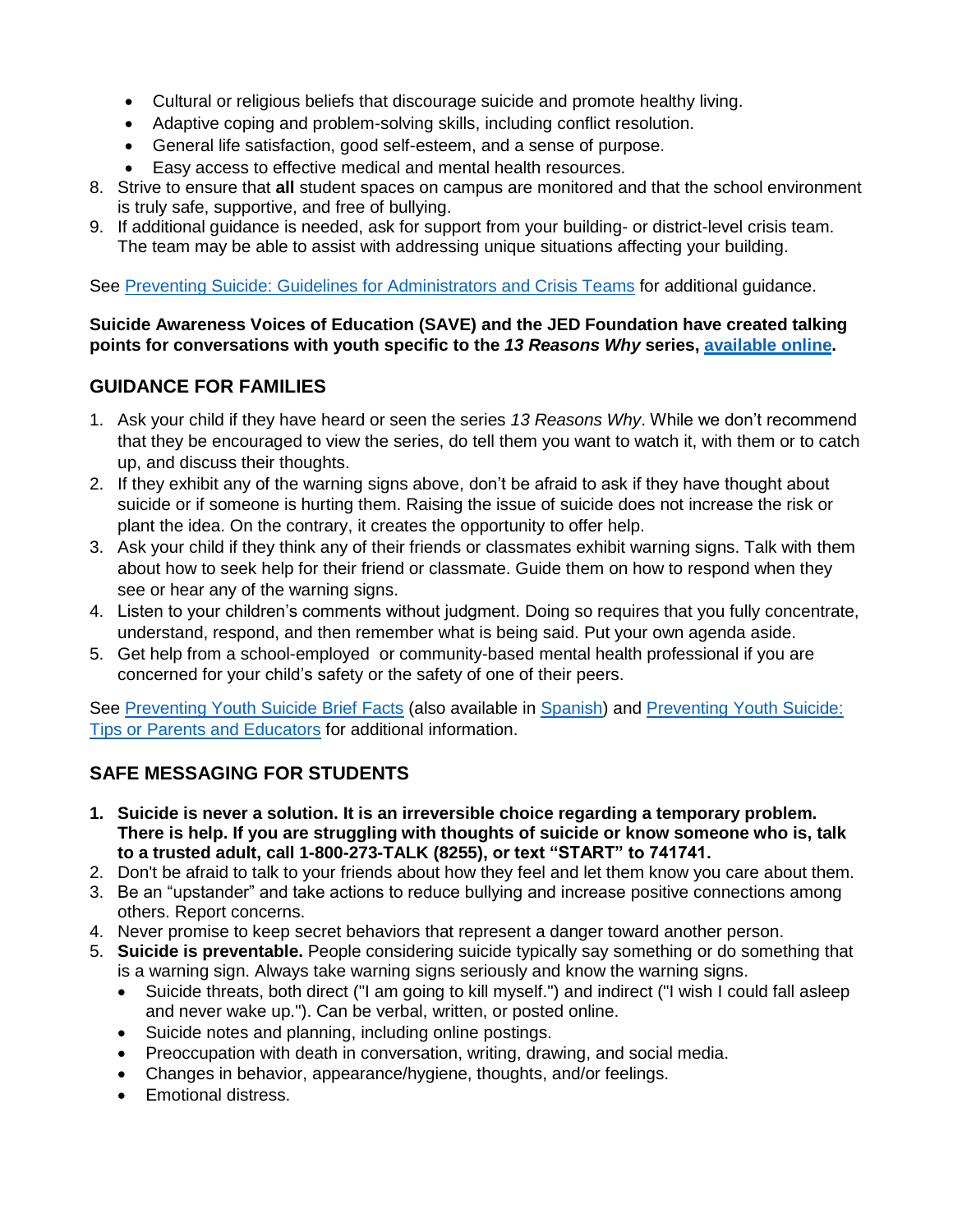- Cultural or religious beliefs that discourage suicide and promote healthy living.
- Adaptive coping and problem-solving skills, including conflict resolution.
- General life satisfaction, good self-esteem, and a sense of purpose.
- Easy access to effective medical and mental health resources.

8. Strive to ensure that **all** student spaces on campus are monitored and that the school environment is truly safe, supportive, and free of bullying.
9. If additional guidance is needed, ask for support from your building- or district-level crisis team. The team may be able to assist with addressing unique situations affecting your building.

See [Preventing Suicide: Guidelines for Administrators and Crisis Teams] for additional guidance.

**Suicide Awareness Voices of Education (SAVE) and the JED Foundation have created talking points for conversations with youth specific to the *13 Reasons Why* series, [available online].**

## GUIDANCE FOR FAMILIES

1. Ask your child if they have heard or seen the series *13 Reasons Why*. While we don't recommend that they be encouraged to view the series, do tell them you want to watch it, with them or to catch up, and discuss their thoughts.
2. If they exhibit any of the warning signs above, don't be afraid to ask if they have thought about suicide or if someone is hurting them. Raising the issue of suicide does not increase the risk or plant the idea. On the contrary, it creates the opportunity to offer help.
3. Ask your child if they think any of their friends or classmates exhibit warning signs. Talk with them about how to seek help for their friend or classmate. Guide them on how to respond when they see or hear any of the warning signs.
4. Listen to your children's comments without judgment. Doing so requires that you fully concentrate, understand, respond, and then remember what is being said. Put your own agenda aside.
5. Get help from a school-employed or community-based mental health professional if you are concerned for your child's safety or the safety of one of their peers.

See [Preventing Youth Suicide Brief Facts] (also available in [Spanish]) and [Preventing Youth Suicide: Tips or Parents and Educators] for additional information.

## SAFE MESSAGING FOR STUDENTS

1. **Suicide is never a solution. It is an irreversible choice regarding a temporary problem. There is help. If you are struggling with thoughts of suicide or know someone who is, talk to a trusted adult, call 1-800-273-TALK (8255), or text "START" to 741741.**
2. Don't be afraid to talk to your friends about how they feel and let them know you care about them.
3. Be an "upstander" and take actions to reduce bullying and increase positive connections among others. Report concerns.
4. Never promise to keep secret behaviors that represent a danger toward another person.
5. **Suicide is preventable.** People considering suicide typically say something or do something that is a warning sign. Always take warning signs seriously and know the warning signs.
   - Suicide threats, both direct ("I am going to kill myself.") and indirect ("I wish I could fall asleep and never wake up."). Can be verbal, written, or posted online.
   - Suicide notes and planning, including online postings.
   - Preoccupation with death in conversation, writing, drawing, and social media.
   - Changes in behavior, appearance/hygiene, thoughts, and/or feelings.
   - Emotional distress.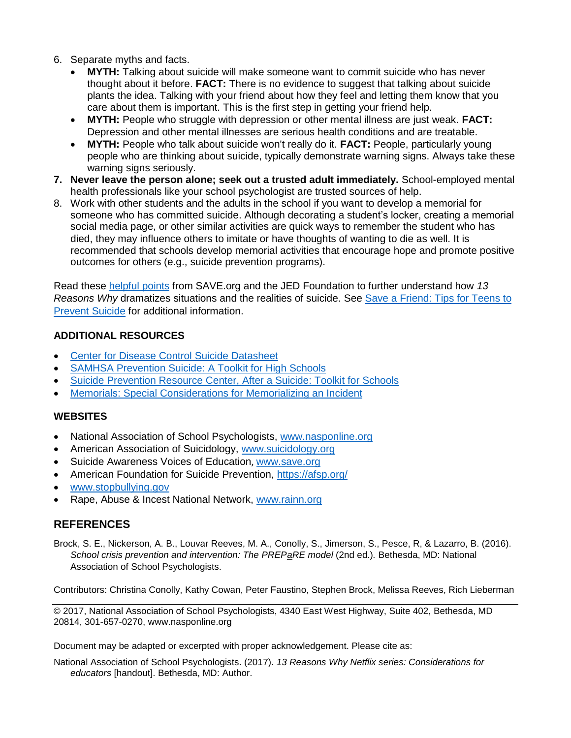6. Separate myths and facts.
   - **MYTH:** Talking about suicide will make someone want to commit suicide who has never thought about it before. **FACT:** There is no evidence to suggest that talking about suicide plants the idea. Talking with your friend about how they feel and letting them know that you care about them is important. This is the first step in getting your friend help.
   - **MYTH:** People who struggle with depression or other mental illness are just weak. **FACT:** Depression and other mental illnesses are serious health conditions and are treatable.
   - **MYTH:** People who talk about suicide won't really do it. **FACT:** People, particularly young people who are thinking about suicide, typically demonstrate warning signs. Always take these warning signs seriously.
7. **Never leave the person alone; seek out a trusted adult immediately.** School-employed mental health professionals like your school psychologist are trusted sources of help.
8. Work with other students and the adults in the school if you want to develop a memorial for someone who has committed suicide. Although decorating a student's locker, creating a memorial social media page, or other similar activities are quick ways to remember the student who has died, they may influence others to imitate or have thoughts of wanting to die as well. It is recommended that schools develop memorial activities that encourage hope and promote positive outcomes for others (e.g., suicide prevention programs).

Read these helpful points from SAVE.org and the JED Foundation to further understand how *13 Reasons Why* dramatizes situations and the realities of suicide. See Save a Friend: Tips for Teens to Prevent Suicide for additional information.

### ADDITIONAL RESOURCES

- Center for Disease Control Suicide Datasheet
- SAMHSA Prevention Suicide: A Toolkit for High Schools
- Suicide Prevention Resource Center, After a Suicide: Toolkit for Schools
- Memorials: Special Considerations for Memorializing an Incident

### WEBSITES

- National Association of School Psychologists, www.nasponline.org
- American Association of Suicidology, www.suicidology.org
- Suicide Awareness Voices of Education, www.save.org
- American Foundation for Suicide Prevention, https://afsp.org/
- www.stopbullying.gov
- Rape, Abuse & Incest National Network, www.rainn.org

## REFERENCES

Brock, S. E., Nickerson, A. B., Louvar Reeves, M. A., Conolly, S., Jimerson, S., Pesce, R, & Lazarro, B. (2016). *School crisis prevention and intervention: The PREPaRE model* (2nd ed.). Bethesda, MD: National Association of School Psychologists.

Contributors: Christina Conolly, Kathy Cowan, Peter Faustino, Stephen Brock, Melissa Reeves, Rich Lieberman

---

© 2017, National Association of School Psychologists, 4340 East West Highway, Suite 402, Bethesda, MD 20814, 301-657-0270, www.nasponline.org

Document may be adapted or excerpted with proper acknowledgement. Please cite as:

National Association of School Psychologists. (2017). *13 Reasons Why Netflix series: Considerations for educators* [handout]. Bethesda, MD: Author.